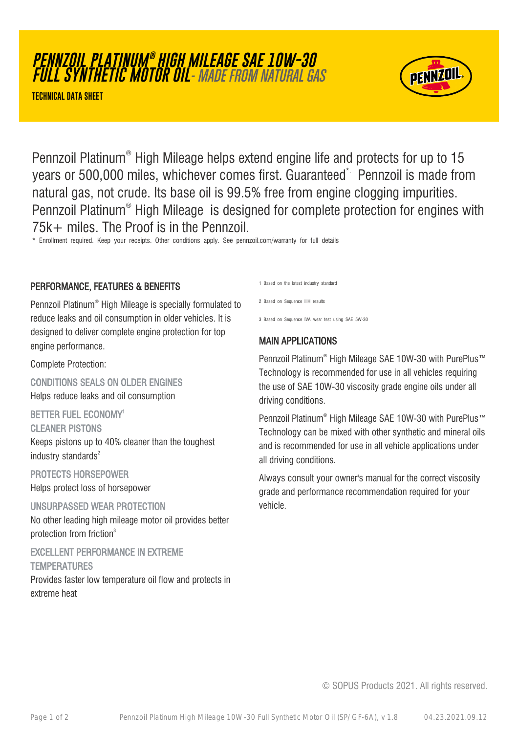# PENNZOIL PLATINUM® HIGH MILEAGE SAE 10W-30 FULL SYNTHETIC MOTOR OIL - *MADE FROM NATURAL GAS*

**TECHNICAL DATA SHEET**

Pennzoil Platinum® High Mileage helps extend engine life and protects for up to 15 years or 500,000 miles, whichever comes first. Guaranteed*. Pennzoil is made from natural gas, not crude. Its base oil is 99.5% free from engine clogging impurities. Pennzoil Platinum® High Mileage is designed for complete protection for engines with 75k+ miles. The Proof is in the Pennzoil.

\* Enrollment required. Keep your receipts. Other conditions apply. See pennzoil.com/warranty for full details

## PERFORMANCE, FEATURES & BENEFITS

Pennzoil Platinum® High Mileage is specially formulated to reduce leaks and oil consumption in older vehicles. It is designed to deliver complete engine protection for top engine performance.

Complete Protection:

### CONDITIONS SEALS ON OLDER ENGINES

Helps reduce leaks and oil consumption

### BETTER FUEL ECONOMY[1]

### CLEANER PISTONS

Keeps pistons up to 40% cleaner than the toughest industry standards[2]

### PROTECTS HORSEPOWER

Helps protect loss of horsepower

### UNSURPASSED WEAR PROTECTION

No other leading high mileage motor oil provides better protection from friction[3]

### EXCELLENT PERFORMANCE IN EXTREME TEMPERATURES

Provides faster low temperature oil flow and protects in extreme heat

1 Based on the latest industry standard

2 Based on Sequence IIIH results

3 Based on Sequence IVA wear test using SAE 5W-30

## MAIN APPLICATIONS

Pennzoil Platinum® High Mileage SAE 10W-30 with PurePlus™ Technology is recommended for use in all vehicles requiring the use of SAE 10W-30 viscosity grade engine oils under all driving conditions.

Pennzoil Platinum® High Mileage SAE 10W-30 with PurePlus™ Technology can be mixed with other synthetic and mineral oils and is recommended for use in all vehicle applications under all driving conditions.

Always consult your owner's manual for the correct viscosity grade and performance recommendation required for your vehicle.

© SOPUS Products 2021. All rights reserved.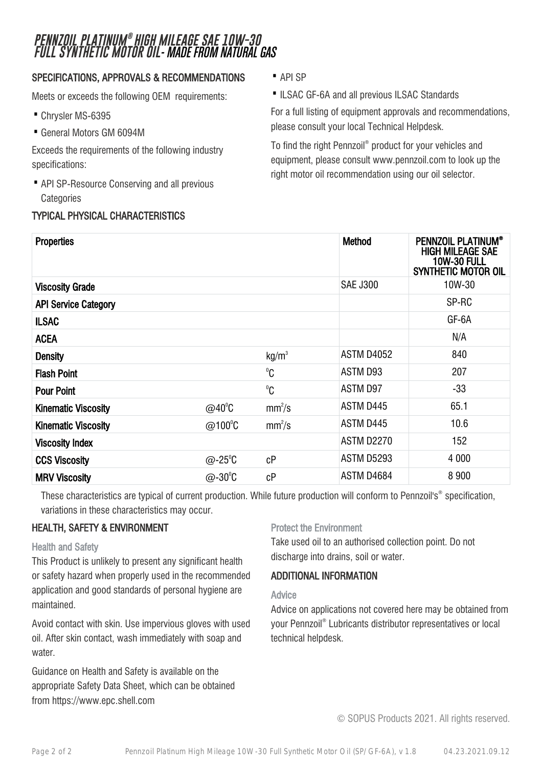# PENNZOIL PLATINUM® HIGH MILEAGE SAE 10W-30 FULL SYNTHETIC MOTOR OIL- MADE FROM NATURAL GAS

## SPECIFICATIONS, APPROVALS & RECOMMENDATIONS

Meets or exceeds the following OEM requirements:

- Chrysler MS-6395
- General Motors GM 6094M

Exceeds the requirements of the following industry specifications:

- API SP-Resource Conserving and all previous Categories
- API SP
- ILSAC GF-6A and all previous ILSAC Standards

For a full listing of equipment approvals and recommendations, please consult your local Technical Helpdesk.

To find the right Pennzoil® product for your vehicles and equipment, please consult www.pennzoil.com to look up the right motor oil recommendation using our oil selector.

## TYPICAL PHYSICAL CHARACTERISTICS

| Properties | | | Method | PENNZOIL PLATINUM® HIGH MILEAGE SAE 10W-30 FULL SYNTHETIC MOTOR OIL |
|---|---|---|---|---|
| Viscosity Grade | | | SAE J300 | 10W-30 |
| API Service Category | | | | SP-RC |
| ILSAC | | | | GF-6A |
| ACEA | | | | N/A |
| Density | | $kg/m^3$ | ASTM D4052 | 840 |
| Flash Point | | $^0C$ | ASTM D93 | 207 |
| Pour Point | | $^0C$ | ASTM D97 | -33 |
| Kinematic Viscosity | @40$^0$C | $mm^2/s$ | ASTM D445 | 65.1 |
| Kinematic Viscosity | @100$^0$C | $mm^2/s$ | ASTM D445 | 10.6 |
| Viscosity Index | | | ASTM D2270 | 152 |
| CCS Viscosity | @-25$^0$C | cP | ASTM D5293 | 4 000 |
| MRV Viscosity | @-30$^0$C | cP | ASTM D4684 | 8 900 |

These characteristics are typical of current production. While future production will conform to Pennzoil's® specification, variations in these characteristics may occur.

## HEALTH, SAFETY & ENVIRONMENT

### Health and Safety

This Product is unlikely to present any significant health or safety hazard when properly used in the recommended application and good standards of personal hygiene are maintained.

Avoid contact with skin. Use impervious gloves with used oil. After skin contact, wash immediately with soap and water.

Guidance on Health and Safety is available on the appropriate Safety Data Sheet, which can be obtained from https://www.epc.shell.com

### Protect the Environment

Take used oil to an authorised collection point. Do not discharge into drains, soil or water.

## ADDITIONAL INFORMATION

### Advice

Advice on applications not covered here may be obtained from your Pennzoil® Lubricants distributor representatives or local technical helpdesk.

© SOPUS Products 2021. All rights reserved.